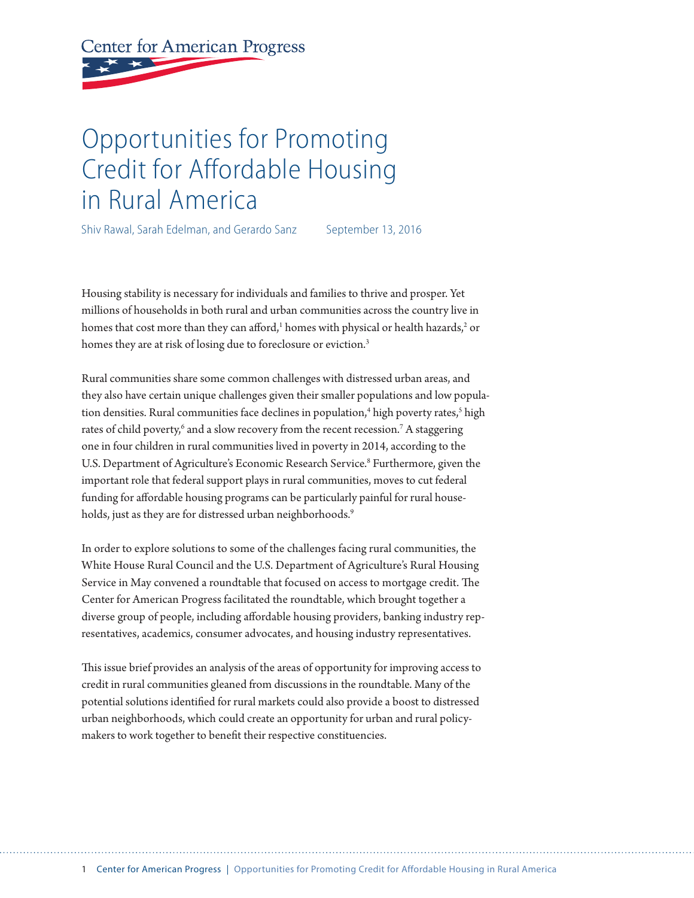Center for American Progress

# Opportunities for Promoting Credit for Affordable Housing in Rural America

Shiv Rawal, Sarah Edelman, and Gerardo Sanz September 13, 2016

Housing stability is necessary for individuals and families to thrive and prosper. Yet millions of households in both rural and urban communities across the country live in homes that cost more than they can afford,[1] homes with physical or health hazards,[2] or homes they are at risk of losing due to foreclosure or eviction.[3]

Rural communities share some common challenges with distressed urban areas, and they also have certain unique challenges given their smaller populations and low population densities. Rural communities face declines in population,[4] high poverty rates,[5] high rates of child poverty,[6] and a slow recovery from the recent recession.[7] A staggering one in four children in rural communities lived in poverty in 2014, according to the U.S. Department of Agriculture's Economic Research Service.[8] Furthermore, given the important role that federal support plays in rural communities, moves to cut federal funding for affordable housing programs can be particularly painful for rural households, just as they are for distressed urban neighborhoods.[9]

In order to explore solutions to some of the challenges facing rural communities, the White House Rural Council and the U.S. Department of Agriculture's Rural Housing Service in May convened a roundtable that focused on access to mortgage credit. The Center for American Progress facilitated the roundtable, which brought together a diverse group of people, including affordable housing providers, banking industry representatives, academics, consumer advocates, and housing industry representatives.

This issue brief provides an analysis of the areas of opportunity for improving access to credit in rural communities gleaned from discussions in the roundtable. Many of the potential solutions identified for rural markets could also provide a boost to distressed urban neighborhoods, which could create an opportunity for urban and rural policymakers to work together to benefit their respective constituencies.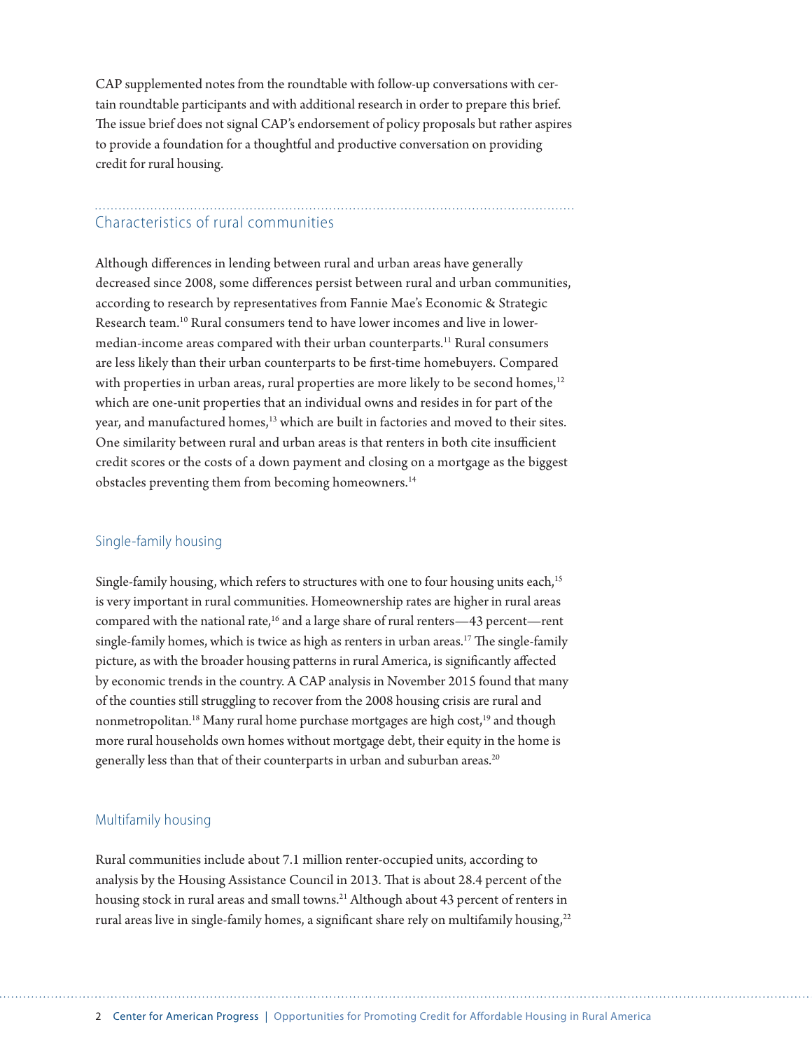CAP supplemented notes from the roundtable with follow-up conversations with certain roundtable participants and with additional research in order to prepare this brief. The issue brief does not signal CAP's endorsement of policy proposals but rather aspires to provide a foundation for a thoughtful and productive conversation on providing credit for rural housing.

## Characteristics of rural communities

Although differences in lending between rural and urban areas have generally decreased since 2008, some differences persist between rural and urban communities, according to research by representatives from Fannie Mae's Economic & Strategic Research team.[10] Rural consumers tend to have lower incomes and live in lower-median-income areas compared with their urban counterparts.[11] Rural consumers are less likely than their urban counterparts to be first-time homebuyers. Compared with properties in urban areas, rural properties are more likely to be second homes,[12] which are one-unit properties that an individual owns and resides in for part of the year, and manufactured homes,[13] which are built in factories and moved to their sites. One similarity between rural and urban areas is that renters in both cite insufficient credit scores or the costs of a down payment and closing on a mortgage as the biggest obstacles preventing them from becoming homeowners.[14]

### Single-family housing

Single-family housing, which refers to structures with one to four housing units each,[15] is very important in rural communities. Homeownership rates are higher in rural areas compared with the national rate,[16] and a large share of rural renters—43 percent—rent single-family homes, which is twice as high as renters in urban areas.[17] The single-family picture, as with the broader housing patterns in rural America, is significantly affected by economic trends in the country. A CAP analysis in November 2015 found that many of the counties still struggling to recover from the 2008 housing crisis are rural and nonmetropolitan.[18] Many rural home purchase mortgages are high cost,[19] and though more rural households own homes without mortgage debt, their equity in the home is generally less than that of their counterparts in urban and suburban areas.[20]

### Multifamily housing

Rural communities include about 7.1 million renter-occupied units, according to analysis by the Housing Assistance Council in 2013. That is about 28.4 percent of the housing stock in rural areas and small towns.[21] Although about 43 percent of renters in rural areas live in single-family homes, a significant share rely on multifamily housing,[22]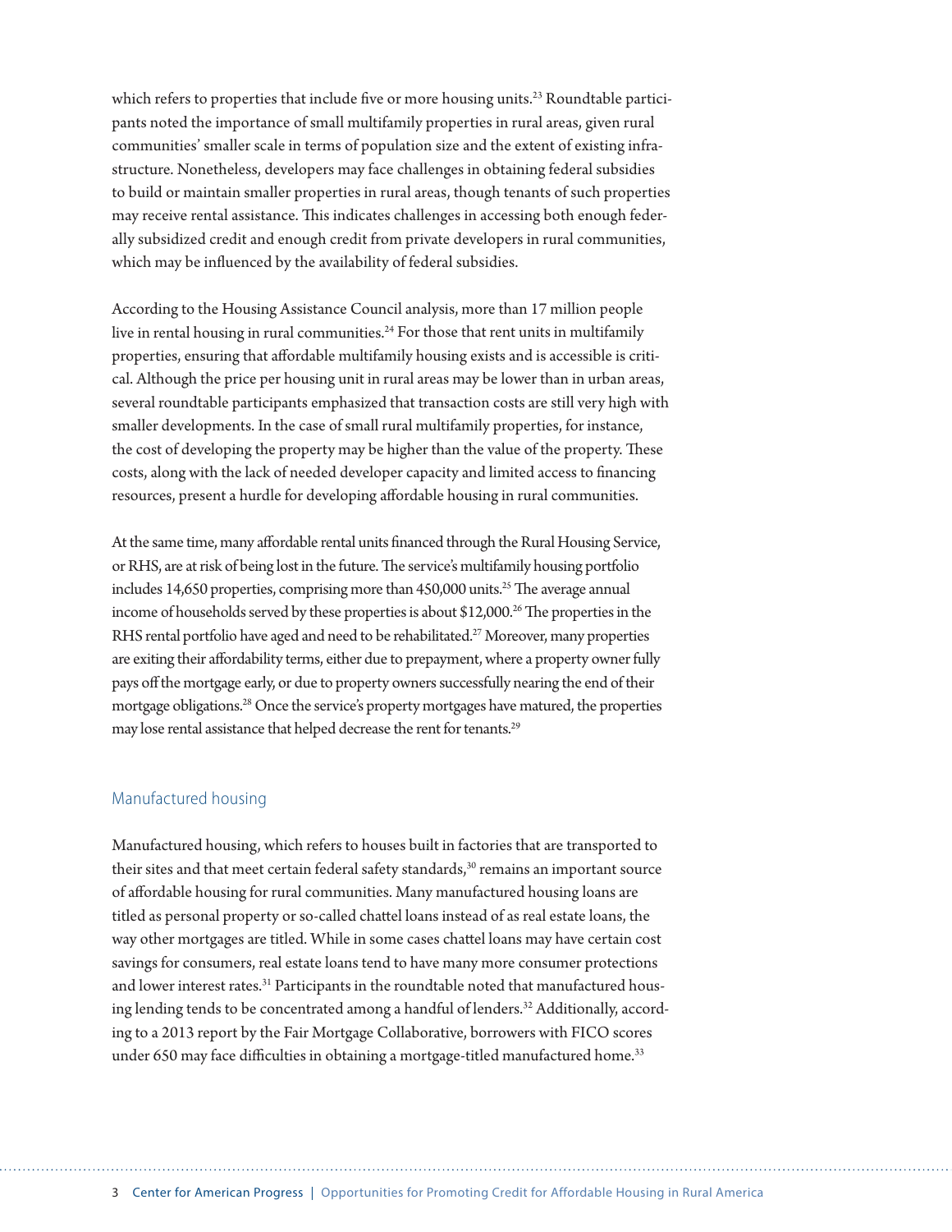which refers to properties that include five or more housing units.[23] Roundtable participants noted the importance of small multifamily properties in rural areas, given rural communities' smaller scale in terms of population size and the extent of existing infrastructure. Nonetheless, developers may face challenges in obtaining federal subsidies to build or maintain smaller properties in rural areas, though tenants of such properties may receive rental assistance. This indicates challenges in accessing both enough federally subsidized credit and enough credit from private developers in rural communities, which may be influenced by the availability of federal subsidies.

According to the Housing Assistance Council analysis, more than 17 million people live in rental housing in rural communities.[24] For those that rent units in multifamily properties, ensuring that affordable multifamily housing exists and is accessible is critical. Although the price per housing unit in rural areas may be lower than in urban areas, several roundtable participants emphasized that transaction costs are still very high with smaller developments. In the case of small rural multifamily properties, for instance, the cost of developing the property may be higher than the value of the property. These costs, along with the lack of needed developer capacity and limited access to financing resources, present a hurdle for developing affordable housing in rural communities.

At the same time, many affordable rental units financed through the Rural Housing Service, or RHS, are at risk of being lost in the future. The service's multifamily housing portfolio includes 14,650 properties, comprising more than 450,000 units.[25] The average annual income of households served by these properties is about $12,000.[26] The properties in the RHS rental portfolio have aged and need to be rehabilitated.[27] Moreover, many properties are exiting their affordability terms, either due to prepayment, where a property owner fully pays off the mortgage early, or due to property owners successfully nearing the end of their mortgage obligations.[28] Once the service's property mortgages have matured, the properties may lose rental assistance that helped decrease the rent for tenants.[29]

## Manufactured housing

Manufactured housing, which refers to houses built in factories that are transported to their sites and that meet certain federal safety standards,[30] remains an important source of affordable housing for rural communities. Many manufactured housing loans are titled as personal property or so-called chattel loans instead of as real estate loans, the way other mortgages are titled. While in some cases chattel loans may have certain cost savings for consumers, real estate loans tend to have many more consumer protections and lower interest rates.[31] Participants in the roundtable noted that manufactured housing lending tends to be concentrated among a handful of lenders.[32] Additionally, according to a 2013 report by the Fair Mortgage Collaborative, borrowers with FICO scores under 650 may face difficulties in obtaining a mortgage-titled manufactured home.[33]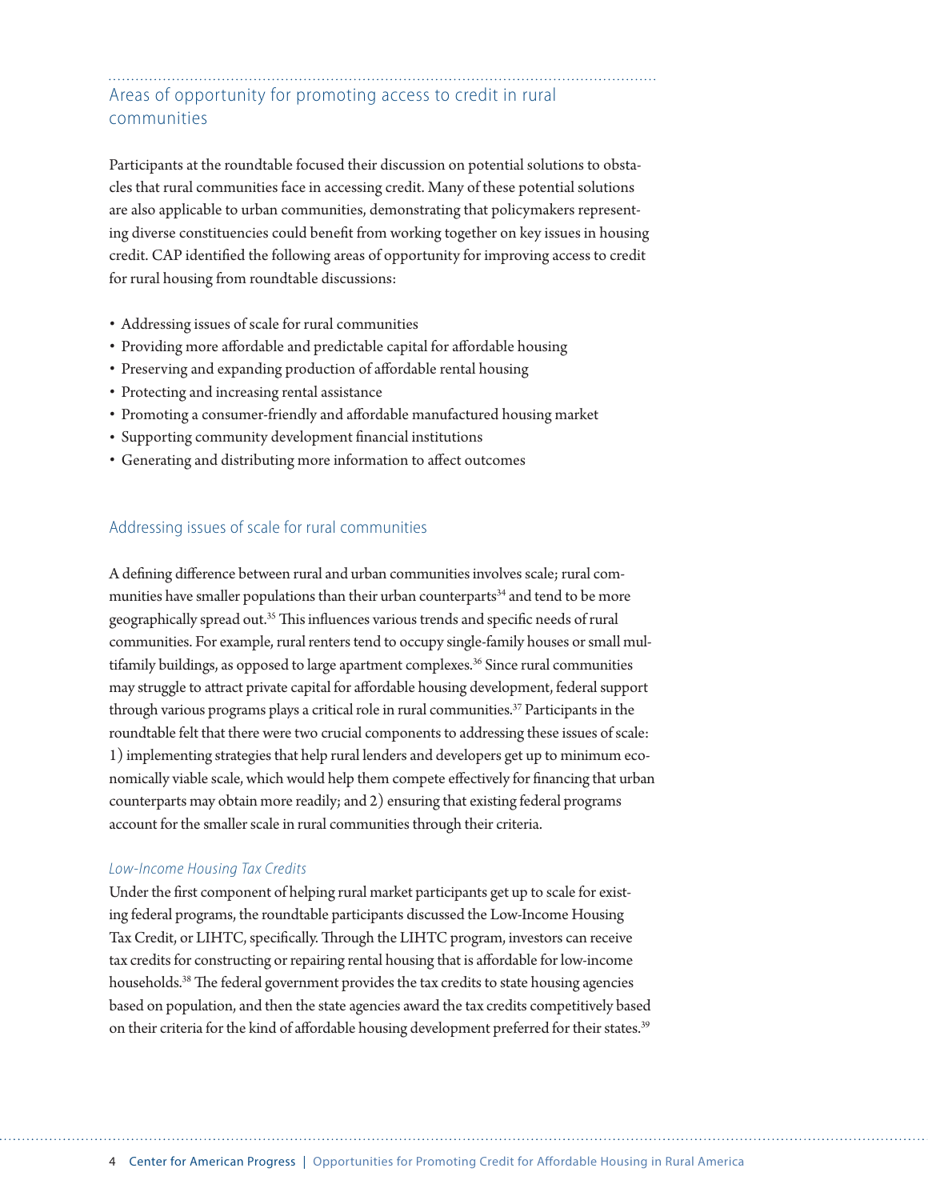## Areas of opportunity for promoting access to credit in rural communities

Participants at the roundtable focused their discussion on potential solutions to obstacles that rural communities face in accessing credit. Many of these potential solutions are also applicable to urban communities, demonstrating that policymakers representing diverse constituencies could benefit from working together on key issues in housing credit. CAP identified the following areas of opportunity for improving access to credit for rural housing from roundtable discussions:

- Addressing issues of scale for rural communities
- Providing more affordable and predictable capital for affordable housing
- Preserving and expanding production of affordable rental housing
- Protecting and increasing rental assistance
- Promoting a consumer-friendly and affordable manufactured housing market
- Supporting community development financial institutions
- Generating and distributing more information to affect outcomes

### Addressing issues of scale for rural communities

A defining difference between rural and urban communities involves scale; rural communities have smaller populations than their urban counterparts[34] and tend to be more geographically spread out.[35] This influences various trends and specific needs of rural communities. For example, rural renters tend to occupy single-family houses or small multifamily buildings, as opposed to large apartment complexes.[36] Since rural communities may struggle to attract private capital for affordable housing development, federal support through various programs plays a critical role in rural communities.[37] Participants in the roundtable felt that there were two crucial components to addressing these issues of scale: 1) implementing strategies that help rural lenders and developers get up to minimum economically viable scale, which would help them compete effectively for financing that urban counterparts may obtain more readily; and 2) ensuring that existing federal programs account for the smaller scale in rural communities through their criteria.

#### *Low-Income Housing Tax Credits*

Under the first component of helping rural market participants get up to scale for existing federal programs, the roundtable participants discussed the Low-Income Housing Tax Credit, or LIHTC, specifically. Through the LIHTC program, investors can receive tax credits for constructing or repairing rental housing that is affordable for low-income households.[38] The federal government provides the tax credits to state housing agencies based on population, and then the state agencies award the tax credits competitively based on their criteria for the kind of affordable housing development preferred for their states.[39]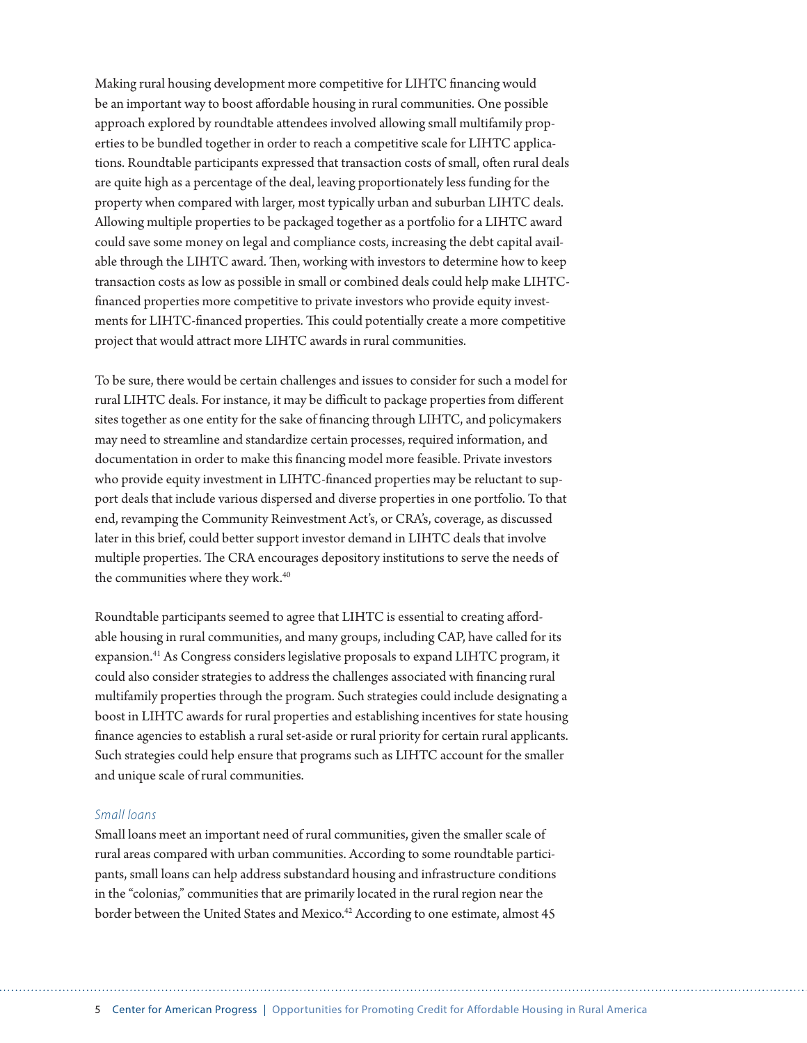Making rural housing development more competitive for LIHTC financing would be an important way to boost affordable housing in rural communities. One possible approach explored by roundtable attendees involved allowing small multifamily properties to be bundled together in order to reach a competitive scale for LIHTC applications. Roundtable participants expressed that transaction costs of small, often rural deals are quite high as a percentage of the deal, leaving proportionately less funding for the property when compared with larger, most typically urban and suburban LIHTC deals. Allowing multiple properties to be packaged together as a portfolio for a LIHTC award could save some money on legal and compliance costs, increasing the debt capital available through the LIHTC award. Then, working with investors to determine how to keep transaction costs as low as possible in small or combined deals could help make LIHTC-financed properties more competitive to private investors who provide equity investments for LIHTC-financed properties. This could potentially create a more competitive project that would attract more LIHTC awards in rural communities.

To be sure, there would be certain challenges and issues to consider for such a model for rural LIHTC deals. For instance, it may be difficult to package properties from different sites together as one entity for the sake of financing through LIHTC, and policymakers may need to streamline and standardize certain processes, required information, and documentation in order to make this financing model more feasible. Private investors who provide equity investment in LIHTC-financed properties may be reluctant to support deals that include various dispersed and diverse properties in one portfolio. To that end, revamping the Community Reinvestment Act's, or CRA's, coverage, as discussed later in this brief, could better support investor demand in LIHTC deals that involve multiple properties. The CRA encourages depository institutions to serve the needs of the communities where they work.[40]

Roundtable participants seemed to agree that LIHTC is essential to creating affordable housing in rural communities, and many groups, including CAP, have called for its expansion.[41] As Congress considers legislative proposals to expand LIHTC program, it could also consider strategies to address the challenges associated with financing rural multifamily properties through the program. Such strategies could include designating a boost in LIHTC awards for rural properties and establishing incentives for state housing finance agencies to establish a rural set-aside or rural priority for certain rural applicants. Such strategies could help ensure that programs such as LIHTC account for the smaller and unique scale of rural communities.

*Small loans*

Small loans meet an important need of rural communities, given the smaller scale of rural areas compared with urban communities. According to some roundtable participants, small loans can help address substandard housing and infrastructure conditions in the "colonias," communities that are primarily located in the rural region near the border between the United States and Mexico.[42] According to one estimate, almost 45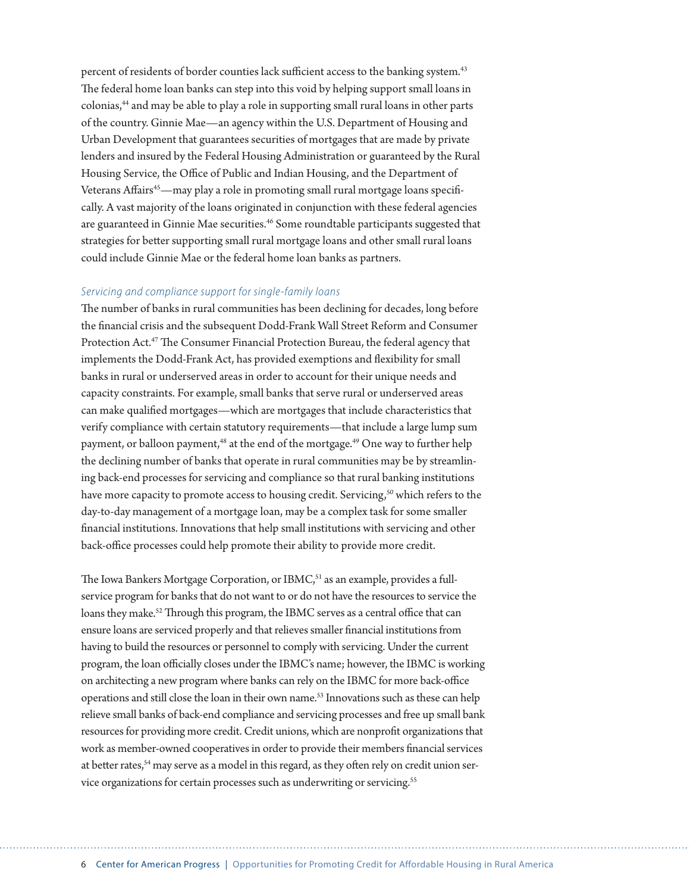percent of residents of border counties lack sufficient access to the banking system.[43] The federal home loan banks can step into this void by helping support small loans in colonias,[44] and may be able to play a role in supporting small rural loans in other parts of the country. Ginnie Mae—an agency within the U.S. Department of Housing and Urban Development that guarantees securities of mortgages that are made by private lenders and insured by the Federal Housing Administration or guaranteed by the Rural Housing Service, the Office of Public and Indian Housing, and the Department of Veterans Affairs[45]—may play a role in promoting small rural mortgage loans specifically. A vast majority of the loans originated in conjunction with these federal agencies are guaranteed in Ginnie Mae securities.[46] Some roundtable participants suggested that strategies for better supporting small rural mortgage loans and other small rural loans could include Ginnie Mae or the federal home loan banks as partners.

### *Servicing and compliance support for single-family loans*

The number of banks in rural communities has been declining for decades, long before the financial crisis and the subsequent Dodd-Frank Wall Street Reform and Consumer Protection Act.[47] The Consumer Financial Protection Bureau, the federal agency that implements the Dodd-Frank Act, has provided exemptions and flexibility for small banks in rural or underserved areas in order to account for their unique needs and capacity constraints. For example, small banks that serve rural or underserved areas can make qualified mortgages—which are mortgages that include characteristics that verify compliance with certain statutory requirements—that include a large lump sum payment, or balloon payment,[48] at the end of the mortgage.[49] One way to further help the declining number of banks that operate in rural communities may be by streamlining back-end processes for servicing and compliance so that rural banking institutions have more capacity to promote access to housing credit. Servicing,[50] which refers to the day-to-day management of a mortgage loan, may be a complex task for some smaller financial institutions. Innovations that help small institutions with servicing and other back-office processes could help promote their ability to provide more credit.

The Iowa Bankers Mortgage Corporation, or IBMC,[51] as an example, provides a full-service program for banks that do not want to or do not have the resources to service the loans they make.[52] Through this program, the IBMC serves as a central office that can ensure loans are serviced properly and that relieves smaller financial institutions from having to build the resources or personnel to comply with servicing. Under the current program, the loan officially closes under the IBMC's name; however, the IBMC is working on architecting a new program where banks can rely on the IBMC for more back-office operations and still close the loan in their own name.[53] Innovations such as these can help relieve small banks of back-end compliance and servicing processes and free up small bank resources for providing more credit. Credit unions, which are nonprofit organizations that work as member-owned cooperatives in order to provide their members financial services at better rates,[54] may serve as a model in this regard, as they often rely on credit union service organizations for certain processes such as underwriting or servicing.[55]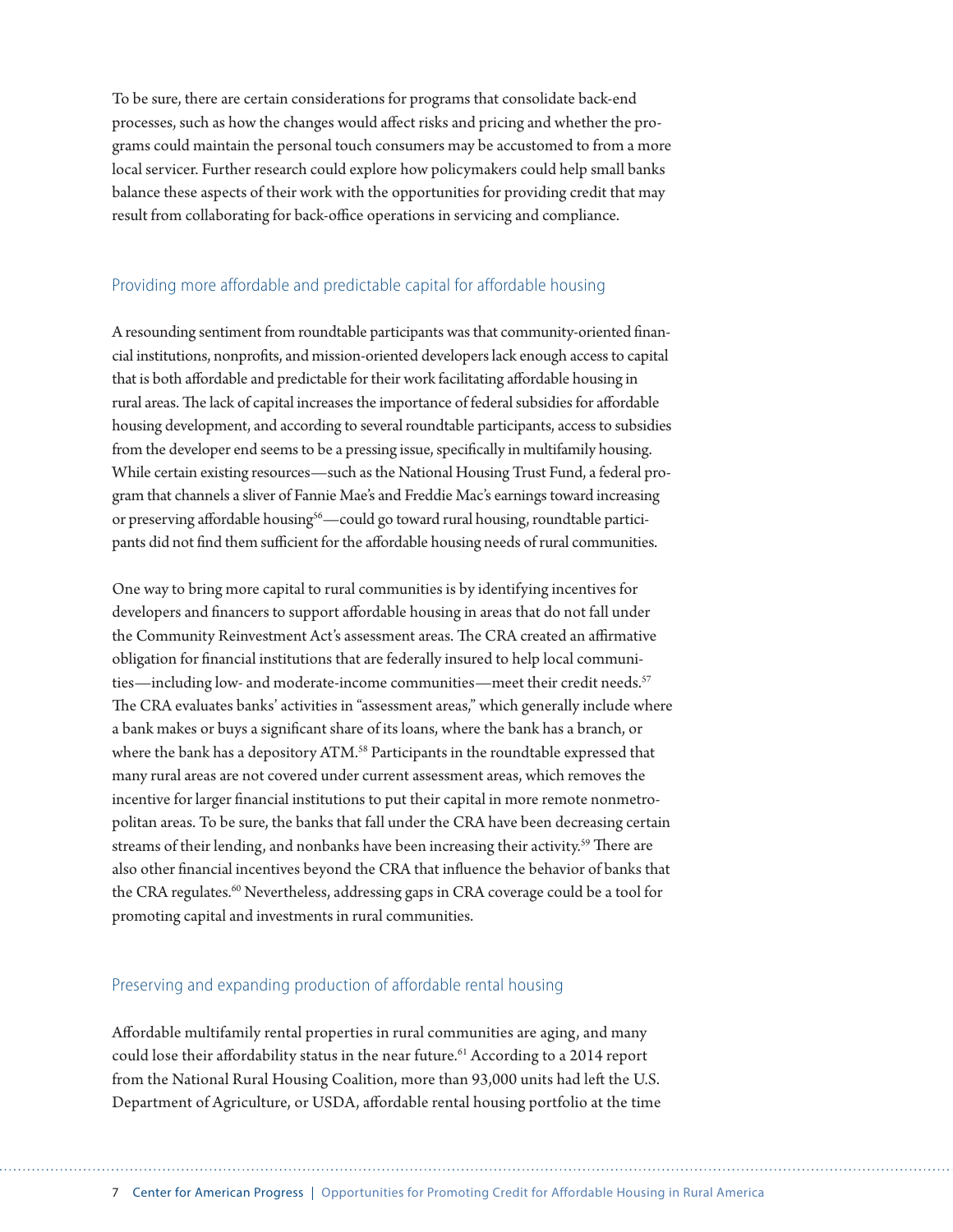To be sure, there are certain considerations for programs that consolidate back-end processes, such as how the changes would affect risks and pricing and whether the programs could maintain the personal touch consumers may be accustomed to from a more local servicer. Further research could explore how policymakers could help small banks balance these aspects of their work with the opportunities for providing credit that may result from collaborating for back-office operations in servicing and compliance.

## Providing more affordable and predictable capital for affordable housing

A resounding sentiment from roundtable participants was that community-oriented financial institutions, nonprofits, and mission-oriented developers lack enough access to capital that is both affordable and predictable for their work facilitating affordable housing in rural areas. The lack of capital increases the importance of federal subsidies for affordable housing development, and according to several roundtable participants, access to subsidies from the developer end seems to be a pressing issue, specifically in multifamily housing. While certain existing resources—such as the National Housing Trust Fund, a federal program that channels a sliver of Fannie Mae's and Freddie Mac's earnings toward increasing or preserving affordable housing[56]—could go toward rural housing, roundtable participants did not find them sufficient for the affordable housing needs of rural communities.

One way to bring more capital to rural communities is by identifying incentives for developers and financers to support affordable housing in areas that do not fall under the Community Reinvestment Act's assessment areas. The CRA created an affirmative obligation for financial institutions that are federally insured to help local communities—including low- and moderate-income communities—meet their credit needs.[57] The CRA evaluates banks' activities in "assessment areas," which generally include where a bank makes or buys a significant share of its loans, where the bank has a branch, or where the bank has a depository ATM.[58] Participants in the roundtable expressed that many rural areas are not covered under current assessment areas, which removes the incentive for larger financial institutions to put their capital in more remote nonmetropolitan areas. To be sure, the banks that fall under the CRA have been decreasing certain streams of their lending, and nonbanks have been increasing their activity.[59] There are also other financial incentives beyond the CRA that influence the behavior of banks that the CRA regulates.[60] Nevertheless, addressing gaps in CRA coverage could be a tool for promoting capital and investments in rural communities.

## Preserving and expanding production of affordable rental housing

Affordable multifamily rental properties in rural communities are aging, and many could lose their affordability status in the near future.[61] According to a 2014 report from the National Rural Housing Coalition, more than 93,000 units had left the U.S. Department of Agriculture, or USDA, affordable rental housing portfolio at the time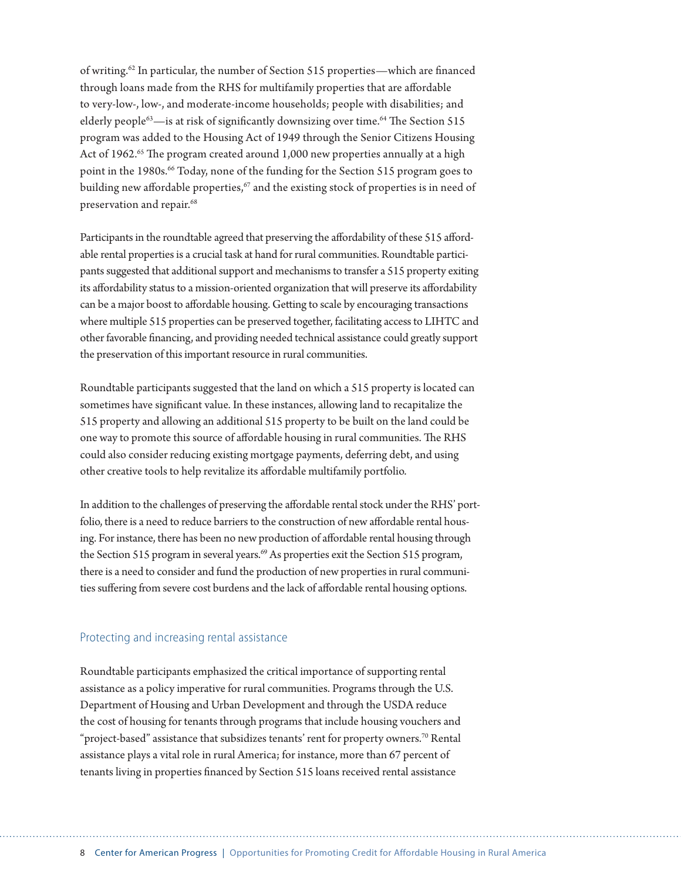of writing.[62] In particular, the number of Section 515 properties—which are financed through loans made from the RHS for multifamily properties that are affordable to very-low-, low-, and moderate-income households; people with disabilities; and elderly people[63]—is at risk of significantly downsizing over time.[64] The Section 515 program was added to the Housing Act of 1949 through the Senior Citizens Housing Act of 1962.[65] The program created around 1,000 new properties annually at a high point in the 1980s.[66] Today, none of the funding for the Section 515 program goes to building new affordable properties,[67] and the existing stock of properties is in need of preservation and repair.[68]

Participants in the roundtable agreed that preserving the affordability of these 515 affordable rental properties is a crucial task at hand for rural communities. Roundtable participants suggested that additional support and mechanisms to transfer a 515 property exiting its affordability status to a mission-oriented organization that will preserve its affordability can be a major boost to affordable housing. Getting to scale by encouraging transactions where multiple 515 properties can be preserved together, facilitating access to LIHTC and other favorable financing, and providing needed technical assistance could greatly support the preservation of this important resource in rural communities.

Roundtable participants suggested that the land on which a 515 property is located can sometimes have significant value. In these instances, allowing land to recapitalize the 515 property and allowing an additional 515 property to be built on the land could be one way to promote this source of affordable housing in rural communities. The RHS could also consider reducing existing mortgage payments, deferring debt, and using other creative tools to help revitalize its affordable multifamily portfolio.

In addition to the challenges of preserving the affordable rental stock under the RHS' portfolio, there is a need to reduce barriers to the construction of new affordable rental housing. For instance, there has been no new production of affordable rental housing through the Section 515 program in several years.[69] As properties exit the Section 515 program, there is a need to consider and fund the production of new properties in rural communities suffering from severe cost burdens and the lack of affordable rental housing options.

## Protecting and increasing rental assistance

Roundtable participants emphasized the critical importance of supporting rental assistance as a policy imperative for rural communities. Programs through the U.S. Department of Housing and Urban Development and through the USDA reduce the cost of housing for tenants through programs that include housing vouchers and "project-based" assistance that subsidizes tenants' rent for property owners.[70] Rental assistance plays a vital role in rural America; for instance, more than 67 percent of tenants living in properties financed by Section 515 loans received rental assistance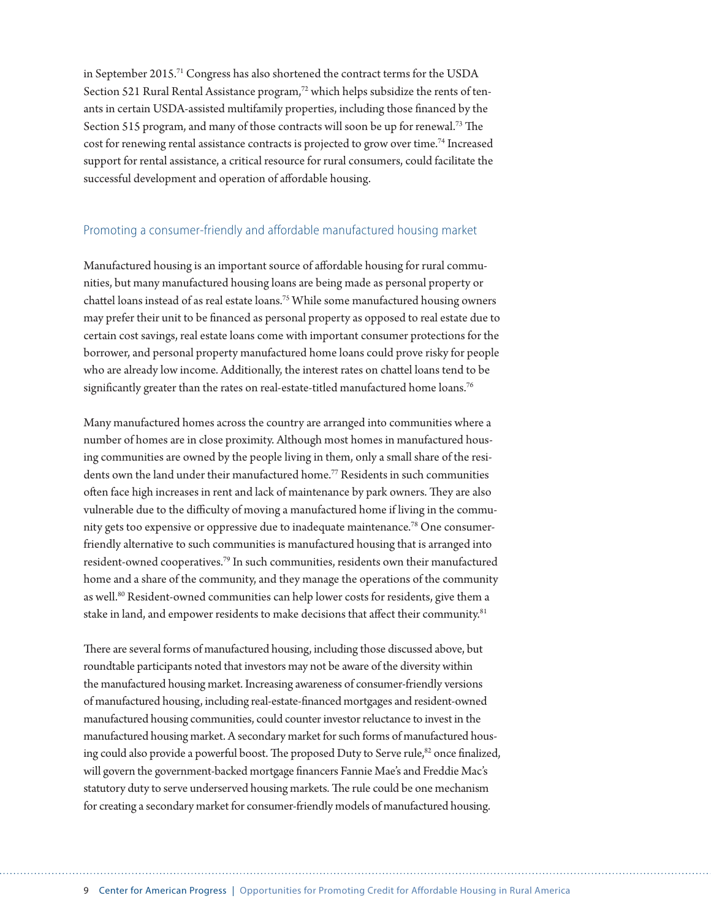in September 2015.[71] Congress has also shortened the contract terms for the USDA Section 521 Rural Rental Assistance program,[72] which helps subsidize the rents of tenants in certain USDA-assisted multifamily properties, including those financed by the Section 515 program, and many of those contracts will soon be up for renewal.[73] The cost for renewing rental assistance contracts is projected to grow over time.[74] Increased support for rental assistance, a critical resource for rural consumers, could facilitate the successful development and operation of affordable housing.

### Promoting a consumer-friendly and affordable manufactured housing market

Manufactured housing is an important source of affordable housing for rural communities, but many manufactured housing loans are being made as personal property or chattel loans instead of as real estate loans.[75] While some manufactured housing owners may prefer their unit to be financed as personal property as opposed to real estate due to certain cost savings, real estate loans come with important consumer protections for the borrower, and personal property manufactured home loans could prove risky for people who are already low income. Additionally, the interest rates on chattel loans tend to be significantly greater than the rates on real-estate-titled manufactured home loans.[76]

Many manufactured homes across the country are arranged into communities where a number of homes are in close proximity. Although most homes in manufactured housing communities are owned by the people living in them, only a small share of the residents own the land under their manufactured home.[77] Residents in such communities often face high increases in rent and lack of maintenance by park owners. They are also vulnerable due to the difficulty of moving a manufactured home if living in the community gets too expensive or oppressive due to inadequate maintenance.[78] One consumer-friendly alternative to such communities is manufactured housing that is arranged into resident-owned cooperatives.[79] In such communities, residents own their manufactured home and a share of the community, and they manage the operations of the community as well.[80] Resident-owned communities can help lower costs for residents, give them a stake in land, and empower residents to make decisions that affect their community.[81]

There are several forms of manufactured housing, including those discussed above, but roundtable participants noted that investors may not be aware of the diversity within the manufactured housing market. Increasing awareness of consumer-friendly versions of manufactured housing, including real-estate-financed mortgages and resident-owned manufactured housing communities, could counter investor reluctance to invest in the manufactured housing market. A secondary market for such forms of manufactured housing could also provide a powerful boost. The proposed Duty to Serve rule,[82] once finalized, will govern the government-backed mortgage financers Fannie Mae's and Freddie Mac's statutory duty to serve underserved housing markets. The rule could be one mechanism for creating a secondary market for consumer-friendly models of manufactured housing.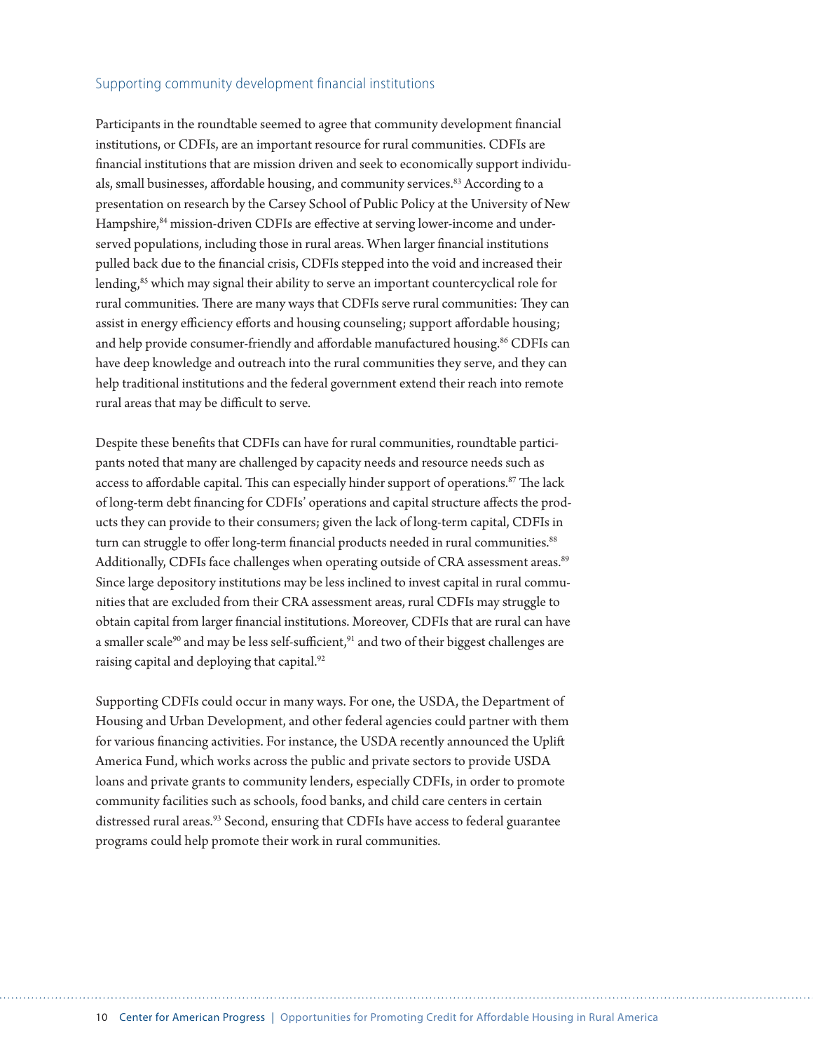## Supporting community development financial institutions

Participants in the roundtable seemed to agree that community development financial institutions, or CDFIs, are an important resource for rural communities. CDFIs are financial institutions that are mission driven and seek to economically support individuals, small businesses, affordable housing, and community services.[83] According to a presentation on research by the Carsey School of Public Policy at the University of New Hampshire,[84] mission-driven CDFIs are effective at serving lower-income and underserved populations, including those in rural areas. When larger financial institutions pulled back due to the financial crisis, CDFIs stepped into the void and increased their lending,[85] which may signal their ability to serve an important countercyclical role for rural communities. There are many ways that CDFIs serve rural communities: They can assist in energy efficiency efforts and housing counseling; support affordable housing; and help provide consumer-friendly and affordable manufactured housing.[86] CDFIs can have deep knowledge and outreach into the rural communities they serve, and they can help traditional institutions and the federal government extend their reach into remote rural areas that may be difficult to serve.

Despite these benefits that CDFIs can have for rural communities, roundtable participants noted that many are challenged by capacity needs and resource needs such as access to affordable capital. This can especially hinder support of operations.[87] The lack of long-term debt financing for CDFIs' operations and capital structure affects the products they can provide to their consumers; given the lack of long-term capital, CDFIs in turn can struggle to offer long-term financial products needed in rural communities.[88] Additionally, CDFIs face challenges when operating outside of CRA assessment areas.[89] Since large depository institutions may be less inclined to invest capital in rural communities that are excluded from their CRA assessment areas, rural CDFIs may struggle to obtain capital from larger financial institutions. Moreover, CDFIs that are rural can have a smaller scale[90] and may be less self-sufficient,[91] and two of their biggest challenges are raising capital and deploying that capital.[92]

Supporting CDFIs could occur in many ways. For one, the USDA, the Department of Housing and Urban Development, and other federal agencies could partner with them for various financing activities. For instance, the USDA recently announced the Uplift America Fund, which works across the public and private sectors to provide USDA loans and private grants to community lenders, especially CDFIs, in order to promote community facilities such as schools, food banks, and child care centers in certain distressed rural areas.[93] Second, ensuring that CDFIs have access to federal guarantee programs could help promote their work in rural communities.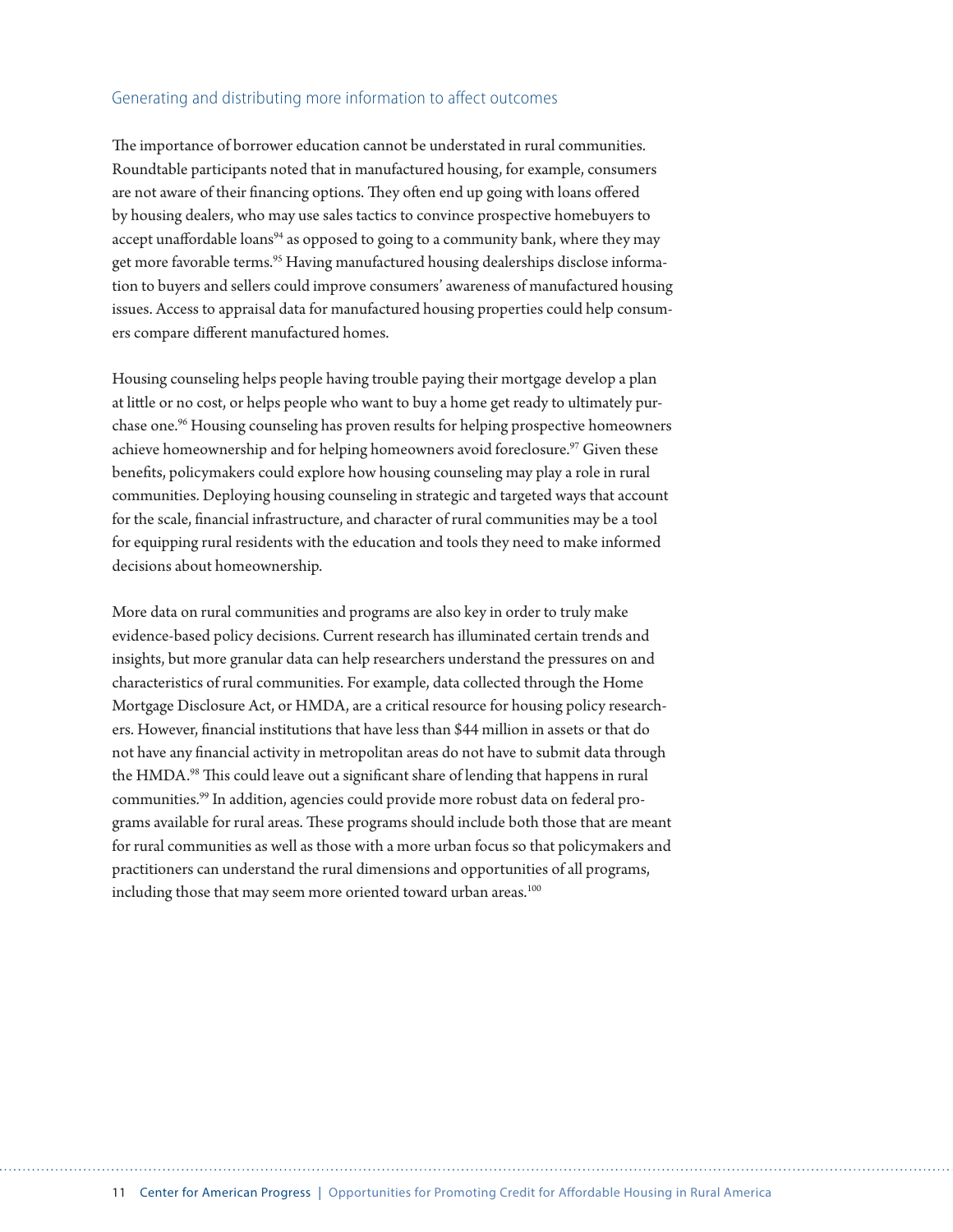## Generating and distributing more information to affect outcomes

The importance of borrower education cannot be understated in rural communities. Roundtable participants noted that in manufactured housing, for example, consumers are not aware of their financing options. They often end up going with loans offered by housing dealers, who may use sales tactics to convince prospective homebuyers to accept unaffordable loans[94] as opposed to going to a community bank, where they may get more favorable terms.[95] Having manufactured housing dealerships disclose information to buyers and sellers could improve consumers' awareness of manufactured housing issues. Access to appraisal data for manufactured housing properties could help consumers compare different manufactured homes.

Housing counseling helps people having trouble paying their mortgage develop a plan at little or no cost, or helps people who want to buy a home get ready to ultimately purchase one.[96] Housing counseling has proven results for helping prospective homeowners achieve homeownership and for helping homeowners avoid foreclosure.[97] Given these benefits, policymakers could explore how housing counseling may play a role in rural communities. Deploying housing counseling in strategic and targeted ways that account for the scale, financial infrastructure, and character of rural communities may be a tool for equipping rural residents with the education and tools they need to make informed decisions about homeownership.

More data on rural communities and programs are also key in order to truly make evidence-based policy decisions. Current research has illuminated certain trends and insights, but more granular data can help researchers understand the pressures on and characteristics of rural communities. For example, data collected through the Home Mortgage Disclosure Act, or HMDA, are a critical resource for housing policy researchers. However, financial institutions that have less than $44 million in assets or that do not have any financial activity in metropolitan areas do not have to submit data through the HMDA.[98] This could leave out a significant share of lending that happens in rural communities.[99] In addition, agencies could provide more robust data on federal programs available for rural areas. These programs should include both those that are meant for rural communities as well as those with a more urban focus so that policymakers and practitioners can understand the rural dimensions and opportunities of all programs, including those that may seem more oriented toward urban areas.[100]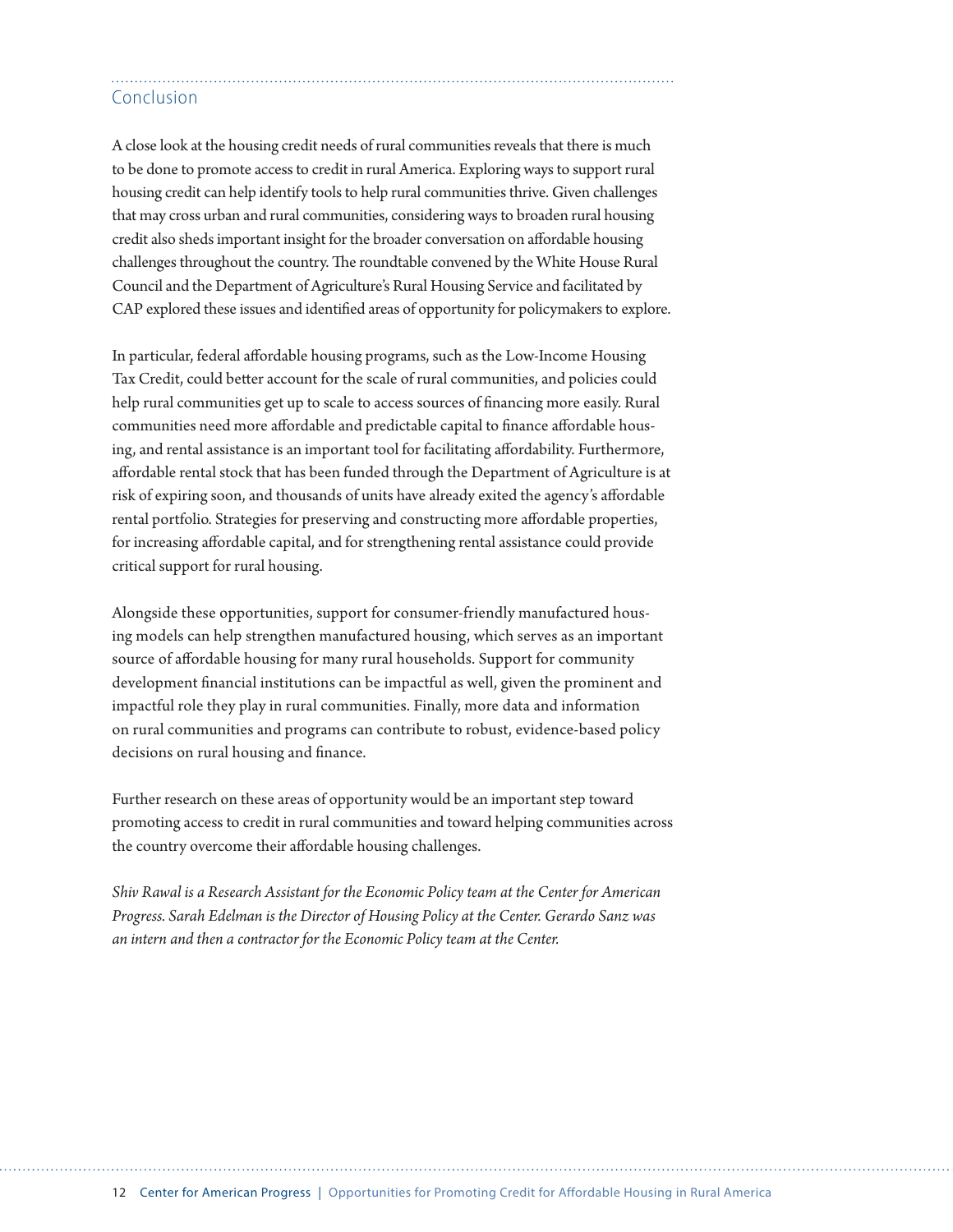## Conclusion

A close look at the housing credit needs of rural communities reveals that there is much to be done to promote access to credit in rural America. Exploring ways to support rural housing credit can help identify tools to help rural communities thrive. Given challenges that may cross urban and rural communities, considering ways to broaden rural housing credit also sheds important insight for the broader conversation on affordable housing challenges throughout the country. The roundtable convened by the White House Rural Council and the Department of Agriculture's Rural Housing Service and facilitated by CAP explored these issues and identified areas of opportunity for policymakers to explore.

In particular, federal affordable housing programs, such as the Low-Income Housing Tax Credit, could better account for the scale of rural communities, and policies could help rural communities get up to scale to access sources of financing more easily. Rural communities need more affordable and predictable capital to finance affordable housing, and rental assistance is an important tool for facilitating affordability. Furthermore, affordable rental stock that has been funded through the Department of Agriculture is at risk of expiring soon, and thousands of units have already exited the agency's affordable rental portfolio. Strategies for preserving and constructing more affordable properties, for increasing affordable capital, and for strengthening rental assistance could provide critical support for rural housing.

Alongside these opportunities, support for consumer-friendly manufactured housing models can help strengthen manufactured housing, which serves as an important source of affordable housing for many rural households. Support for community development financial institutions can be impactful as well, given the prominent and impactful role they play in rural communities. Finally, more data and information on rural communities and programs can contribute to robust, evidence-based policy decisions on rural housing and finance.

Further research on these areas of opportunity would be an important step toward promoting access to credit in rural communities and toward helping communities across the country overcome their affordable housing challenges.

*Shiv Rawal is a Research Assistant for the Economic Policy team at the Center for American Progress. Sarah Edelman is the Director of Housing Policy at the Center. Gerardo Sanz was an intern and then a contractor for the Economic Policy team at the Center.*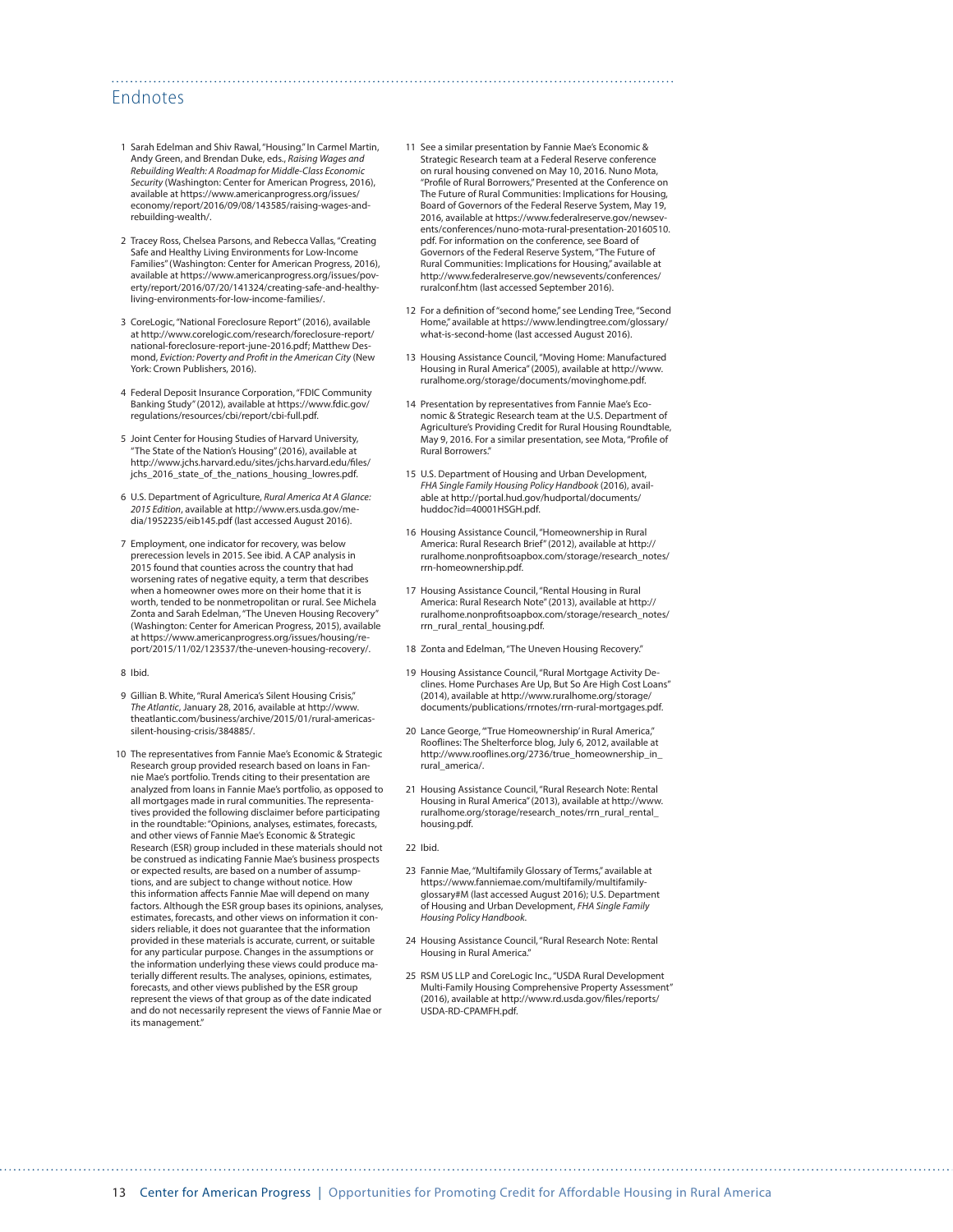## Endnotes

1 Sarah Edelman and Shiv Rawal, "Housing." In Carmel Martin, Andy Green, and Brendan Duke, eds., *Raising Wages and Rebuilding Wealth: A Roadmap for Middle-Class Economic Security* (Washington: Center for American Progress, 2016), available at https://www.americanprogress.org/issues/economy/report/2016/09/08/143585/raising-wages-and-rebuilding-wealth/.

2 Tracey Ross, Chelsea Parsons, and Rebecca Vallas, "Creating Safe and Healthy Living Environments for Low-Income Families" (Washington: Center for American Progress, 2016), available at https://www.americanprogress.org/issues/poverty/report/2016/07/20/141324/creating-safe-and-healthy-living-environments-for-low-income-families/.

3 CoreLogic, "National Foreclosure Report" (2016), available at http://www.corelogic.com/research/foreclosure-report/national-foreclosure-report-june-2016.pdf; Matthew Desmond, *Eviction: Poverty and Profit in the American City* (New York: Crown Publishers, 2016).

4 Federal Deposit Insurance Corporation, "FDIC Community Banking Study" (2012), available at https://www.fdic.gov/regulations/resources/cbi/report/cbi-full.pdf.

5 Joint Center for Housing Studies of Harvard University, "The State of the Nation's Housing" (2016), available at http://www.jchs.harvard.edu/sites/jchs.harvard.edu/files/jchs_2016_state_of_the_nations_housing_lowres.pdf.

6 U.S. Department of Agriculture, *Rural America At A Glance: 2015 Edition*, available at http://www.ers.usda.gov/media/1952235/eib145.pdf (last accessed August 2016).

7 Employment, one indicator for recovery, was below prerecession levels in 2015. See ibid. A CAP analysis in 2015 found that counties across the country that had worsening rates of negative equity, a term that describes when a homeowner owes more on their home that it is worth, tended to be nonmetropolitan or rural. See Michela Zonta and Sarah Edelman, "The Uneven Housing Recovery" (Washington: Center for American Progress, 2015), available at https://www.americanprogress.org/issues/housing/report/2015/11/02/123537/the-uneven-housing-recovery/.

8 Ibid.

9 Gillian B. White, "Rural America's Silent Housing Crisis," *The Atlantic*, January 28, 2016, available at http://www.theatlantic.com/business/archive/2015/01/rural-americas-silent-housing-crisis/384885/.

10 The representatives from Fannie Mae's Economic & Strategic Research group provided research based on loans in Fannie Mae's portfolio. Trends citing to their presentation are analyzed from loans in Fannie Mae's portfolio, as opposed to all mortgages made in rural communities. The representatives provided the following disclaimer before participating in the roundtable: "Opinions, analyses, estimates, forecasts, and other views of Fannie Mae's Economic & Strategic Research (ESR) group included in these materials should not be construed as indicating Fannie Mae's business prospects or expected results, are based on a number of assumptions, and are subject to change without notice. How this information affects Fannie Mae will depend on many factors. Although the ESR group bases its opinions, analyses, estimates, forecasts, and other views on information it considers reliable, it does not guarantee that the information provided in these materials is accurate, current, or suitable for any particular purpose. Changes in the assumptions or the information underlying these views could produce materially different results. The analyses, opinions, estimates, forecasts, and other views published by the ESR group represent the views of that group as of the date indicated and do not necessarily represent the views of Fannie Mae or its management."

11 See a similar presentation by Fannie Mae's Economic & Strategic Research team at a Federal Reserve conference on rural housing convened on May 10, 2016. Nuno Mota, "Profile of Rural Borrowers," Presented at the Conference on The Future of Rural Communities: Implications for Housing, Board of Governors of the Federal Reserve System, May 19, 2016, available at https://www.federalreserve.gov/newsevents/conferences/nuno-mota-rural-presentation-20160510.pdf. For information on the conference, see Board of Governors of the Federal Reserve System, "The Future of Rural Communities: Implications for Housing," available at http://www.federalreserve.gov/newsevents/conferences/ruralconf.htm (last accessed September 2016).

12 For a definition of "second home," see Lending Tree, "Second Home," available at https://www.lendingtree.com/glossary/what-is-second-home (last accessed August 2016).

13 Housing Assistance Council, "Moving Home: Manufactured Housing in Rural America" (2005), available at http://www.ruralhome.org/storage/documents/movinghome.pdf.

14 Presentation by representatives from Fannie Mae's Economic & Strategic Research team at the U.S. Department of Agriculture's Providing Credit for Rural Housing Roundtable, May 9, 2016. For a similar presentation, see Mota, "Profile of Rural Borrowers."

15 U.S. Department of Housing and Urban Development, *FHA Single Family Housing Policy Handbook* (2016), available at http://portal.hud.gov/hudportal/documents/huddoc?id=40001HSGH.pdf.

16 Housing Assistance Council, "Homeownership in Rural America: Rural Research Brief" (2012), available at http://ruralhome.nonprofitsoapbox.com/storage/research_notes/rrn-homeownership.pdf.

17 Housing Assistance Council, "Rental Housing in Rural America: Rural Research Note" (2013), available at http://ruralhome.nonprofitsoapbox.com/storage/research_notes/rrn_rural_rental_housing.pdf.

18 Zonta and Edelman, "The Uneven Housing Recovery."

19 Housing Assistance Council, "Rural Mortgage Activity Declines. Home Purchases Are Up, But So Are High Cost Loans" (2014), available at http://www.ruralhome.org/storage/documents/publications/rrnotes/rrn-rural-mortgages.pdf.

20 Lance George, "'True Homeownership' in Rural America," Rooflines: The Shelterforce blog, July 6, 2012, available at http://www.rooflines.org/2736/true_homeownership_in_rural_america/.

21 Housing Assistance Council, "Rural Research Note: Rental Housing in Rural America" (2013), available at http://www.ruralhome.org/storage/research_notes/rrn_rural_rental_housing.pdf.

22 Ibid.

23 Fannie Mae, "Multifamily Glossary of Terms," available at https://www.fanniemae.com/multifamily/multifamily-glossary#M (last accessed August 2016); U.S. Department of Housing and Urban Development, *FHA Single Family Housing Policy Handbook*.

24 Housing Assistance Council, "Rural Research Note: Rental Housing in Rural America."

25 RSM US LLP and CoreLogic Inc., "USDA Rural Development Multi-Family Housing Comprehensive Property Assessment" (2016), available at http://www.rd.usda.gov/files/reports/USDA-RD-CPAMFH.pdf.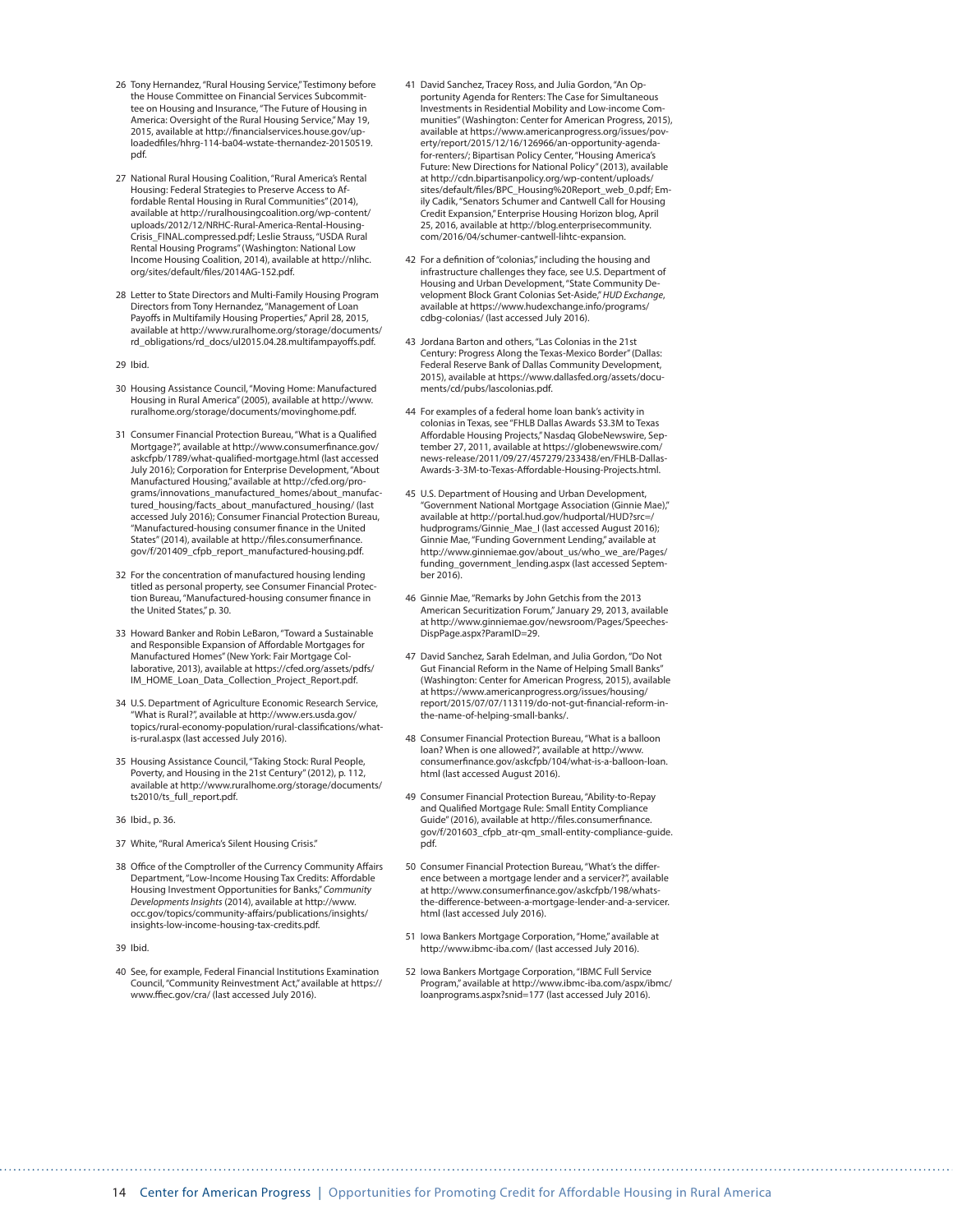26 Tony Hernandez, "Rural Housing Service," Testimony before the House Committee on Financial Services Subcommittee on Housing and Insurance, "The Future of Housing in America: Oversight of the Rural Housing Service," May 19, 2015, available at http://financialservices.house.gov/uploadedfiles/hhrg-114-ba04-wstate-thernandez-20150519.pdf.

27 National Rural Housing Coalition, "Rural America's Rental Housing: Federal Strategies to Preserve Access to Affordable Rental Housing in Rural Communities" (2014), available at http://ruralhousingcoalition.org/wp-content/uploads/2012/12/NRHC-Rural-America-Rental-Housing-Crisis_FINAL.compressed.pdf; Leslie Strauss, "USDA Rural Rental Housing Programs" (Washington: National Low Income Housing Coalition, 2014), available at http://nlihc.org/sites/default/files/2014AG-152.pdf.

28 Letter to State Directors and Multi-Family Housing Program Directors from Tony Hernandez, "Management of Loan Payoffs in Multifamily Housing Properties," April 28, 2015, available at http://www.ruralhome.org/storage/documents/rd_obligations/rd_docs/ul2015.04.28.multifampayoffs.pdf.

29 Ibid.

30 Housing Assistance Council, "Moving Home: Manufactured Housing in Rural America" (2005), available at http://www.ruralhome.org/storage/documents/movinghome.pdf.

31 Consumer Financial Protection Bureau, "What is a Qualified Mortgage?", available at http://www.consumerfinance.gov/askcfpb/1789/what-qualified-mortgage.html (last accessed July 2016); Corporation for Enterprise Development, "About Manufactured Housing," available at http://cfed.org/programs/innovations_manufactured_homes/about_manufactured_housing/facts_about_manufactured_housing/ (last accessed July 2016); Consumer Financial Protection Bureau, "Manufactured-housing consumer finance in the United States" (2014), available at http://files.consumerfinance.gov/f/201409_cfpb_report_manufactured-housing.pdf.

32 For the concentration of manufactured housing lending titled as personal property, see Consumer Financial Protection Bureau, "Manufactured-housing consumer finance in the United States," p. 30.

33 Howard Banker and Robin LeBaron, "Toward a Sustainable and Responsible Expansion of Affordable Mortgages for Manufactured Homes" (New York: Fair Mortgage Collaborative, 2013), available at https://cfed.org/assets/pdfs/IM_HOME_Loan_Data_Collection_Project_Report.pdf.

34 U.S. Department of Agriculture Economic Research Service, "What is Rural?", available at http://www.ers.usda.gov/topics/rural-economy-population/rural-classifications/what-is-rural.aspx (last accessed July 2016).

35 Housing Assistance Council, "Taking Stock: Rural People, Poverty, and Housing in the 21st Century" (2012), p. 112, available at http://www.ruralhome.org/storage/documents/ts2010/ts_full_report.pdf.

36 Ibid., p. 36.

37 White, "Rural America's Silent Housing Crisis."

38 Office of the Comptroller of the Currency Community Affairs Department, "Low-Income Housing Tax Credits: Affordable Housing Investment Opportunities for Banks," *Community Developments Insights* (2014), available at http://www.occ.gov/topics/community-affairs/publications/insights/insights-low-income-housing-tax-credits.pdf.

39 Ibid.

40 See, for example, Federal Financial Institutions Examination Council, "Community Reinvestment Act," available at https://www.ffiec.gov/cra/ (last accessed July 2016).

41 David Sanchez, Tracey Ross, and Julia Gordon, "An Opportunity Agenda for Renters: The Case for Simultaneous Investments in Residential Mobility and Low-income Communities" (Washington: Center for American Progress, 2015), available at https://www.americanprogress.org/issues/poverty/report/2015/12/16/126966/an-opportunity-agenda-for-renters/; Bipartisan Policy Center, "Housing America's Future: New Directions for National Policy" (2013), available at http://cdn.bipartisanpolicy.org/wp-content/uploads/sites/default/files/BPC_Housing%20Report_web_0.pdf; Emily Cadik, "Senators Schumer and Cantwell Call for Housing Credit Expansion," Enterprise Housing Horizon blog, April 25, 2016, available at http://blog.enterprisecommunity.com/2016/04/schumer-cantwell-lihtc-expansion.

42 For a definition of "colonias," including the housing and infrastructure challenges they face, see U.S. Department of Housing and Urban Development, "State Community Development Block Grant Colonias Set-Aside," *HUD Exchange*, available at https://www.hudexchange.info/programs/cdbg-colonias/ (last accessed July 2016).

43 Jordana Barton and others, "Las Colonias in the 21st Century: Progress Along the Texas-Mexico Border" (Dallas: Federal Reserve Bank of Dallas Community Development, 2015), available at https://www.dallasfed.org/assets/documents/cd/pubs/lascolonias.pdf.

44 For examples of a federal home loan bank's activity in colonias in Texas, see "FHLB Dallas Awards $3.3M to Texas Affordable Housing Projects," Nasdaq GlobeNewswire, September 27, 2011, available at https://globenewswire.com/news-release/2011/09/27/457279/233438/en/FHLB-Dallas-Awards-3-3M-to-Texas-Affordable-Housing-Projects.html.

45 U.S. Department of Housing and Urban Development, "Government National Mortgage Association (Ginnie Mae)," available at http://portal.hud.gov/hudportal/HUD?src=/hudprograms/Ginnie_Mae_I (last accessed August 2016); Ginnie Mae, "Funding Government Lending," available at http://www.ginniemae.gov/about_us/who_we_are/Pages/funding_government_lending.aspx (last accessed September 2016).

46 Ginnie Mae, "Remarks by John Getchis from the 2013 American Securitization Forum," January 29, 2013, available at http://www.ginniemae.gov/newsroom/Pages/Speeches-DispPage.aspx?ParamID=29.

47 David Sanchez, Sarah Edelman, and Julia Gordon, "Do Not Gut Financial Reform in the Name of Helping Small Banks" (Washington: Center for American Progress, 2015), available at https://www.americanprogress.org/issues/housing/report/2015/07/07/113119/do-not-gut-financial-reform-in-the-name-of-helping-small-banks/.

48 Consumer Financial Protection Bureau, "What is a balloon loan? When is one allowed?", available at http://www.consumerfinance.gov/askcfpb/104/what-is-a-balloon-loan.html (last accessed August 2016).

49 Consumer Financial Protection Bureau, "Ability-to-Repay and Qualified Mortgage Rule: Small Entity Compliance Guide" (2016), available at http://files.consumerfinance.gov/f/201603_cfpb_atr-qm_small-entity-compliance-guide.pdf.

50 Consumer Financial Protection Bureau, "What's the difference between a mortgage lender and a servicer?", available at http://www.consumerfinance.gov/askcfpb/198/whats-the-difference-between-a-mortgage-lender-and-a-servicer.html (last accessed July 2016).

51 Iowa Bankers Mortgage Corporation, "Home," available at http://www.ibmc-iba.com/ (last accessed July 2016).

52 Iowa Bankers Mortgage Corporation, "IBMC Full Service Program," available at http://www.ibmc-iba.com/aspx/ibmc/loanprograms.aspx?snid=177 (last accessed July 2016).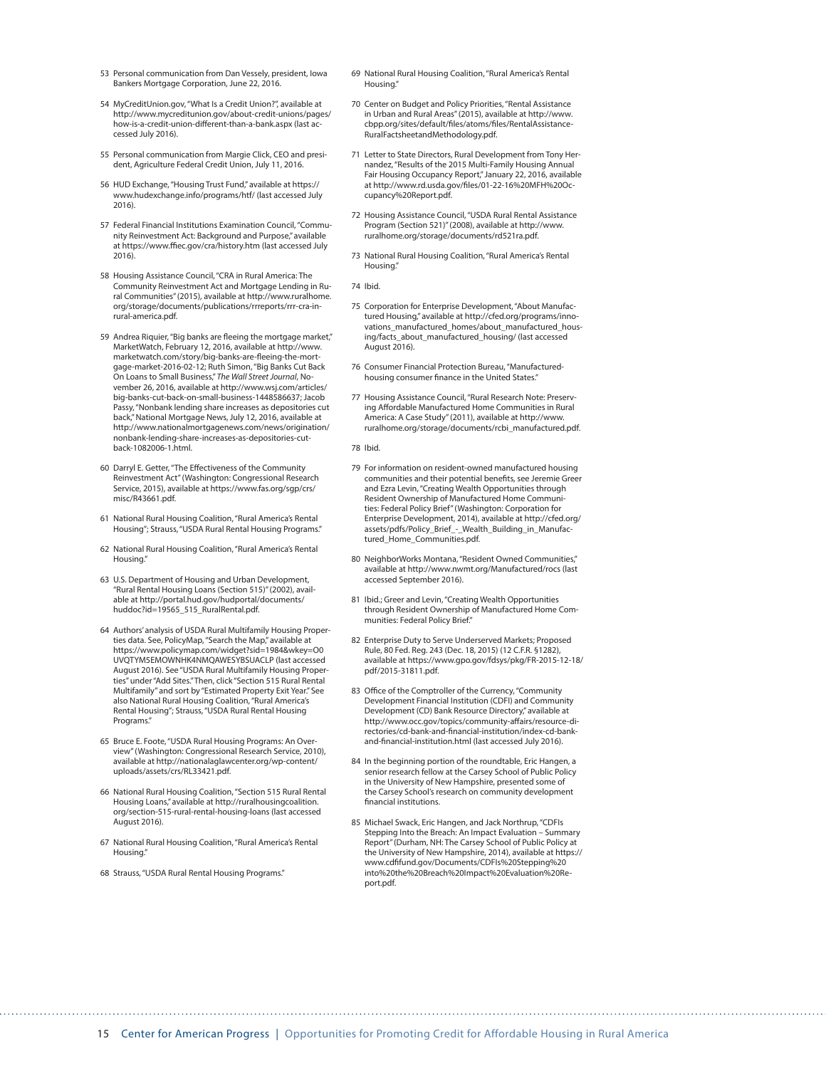53 Personal communication from Dan Vessely, president, Iowa Bankers Mortgage Corporation, June 22, 2016.

54 MyCreditUnion.gov, "What Is a Credit Union?", available at http://www.mycreditunion.gov/about-credit-unions/pages/how-is-a-credit-union-different-than-a-bank.aspx (last accessed July 2016).

55 Personal communication from Margie Click, CEO and president, Agriculture Federal Credit Union, July 11, 2016.

56 HUD Exchange, "Housing Trust Fund," available at https://www.hudexchange.info/programs/htf/ (last accessed July 2016).

57 Federal Financial Institutions Examination Council, "Community Reinvestment Act: Background and Purpose," available at https://www.ffiec.gov/cra/history.htm (last accessed July 2016).

58 Housing Assistance Council, "CRA in Rural America: The Community Reinvestment Act and Mortgage Lending in Rural Communities" (2015), available at http://www.ruralhome.org/storage/documents/publications/rrreports/rrr-cra-in-rural-america.pdf.

59 Andrea Riquier, "Big banks are fleeing the mortgage market," MarketWatch, February 12, 2016, available at http://www.marketwatch.com/story/big-banks-are-fleeing-the-mortgage-market-2016-02-12; Ruth Simon, "Big Banks Cut Back On Loans to Small Business," *The Wall Street Journal*, November 26, 2016, available at http://www.wsj.com/articles/big-banks-cut-back-on-small-business-1448586637; Jacob Passy, "Nonbank lending share increases as depositories cut back," National Mortgage News, July 12, 2016, available at http://www.nationalmortgagenews.com/news/origination/nonbank-lending-share-increases-as-depositories-cut-back-1082006-1.html.

60 Darryl E. Getter, "The Effectiveness of the Community Reinvestment Act" (Washington: Congressional Research Service, 2015), available at https://www.fas.org/sgp/crs/misc/R43661.pdf.

61 National Rural Housing Coalition, "Rural America's Rental Housing"; Strauss, "USDA Rural Rental Housing Programs."

62 National Rural Housing Coalition, "Rural America's Rental Housing."

63 U.S. Department of Housing and Urban Development, "Rural Rental Housing Loans (Section 515)" (2002), available at http://portal.hud.gov/hudportal/documents/huddoc?id=19565_515_RuralRental.pdf.

64 Authors' analysis of USDA Rural Multifamily Housing Properties data. See, PolicyMap, "Search the Map," available at https://www.policymap.com/widget?sid=1984&wkey=O0UVQTYM5EMOWNHK4NMQAWESYBSUACLP (last accessed August 2016). See "USDA Rural Multifamily Housing Properties" under "Add Sites." Then, click "Section 515 Rural Rental Multifamily" and sort by "Estimated Property Exit Year." See also National Rural Housing Coalition, "Rural America's Rental Housing"; Strauss, "USDA Rural Rental Housing Programs."

65 Bruce E. Foote, "USDA Rural Housing Programs: An Overview" (Washington: Congressional Research Service, 2010), available at http://nationalaglawcenter.org/wp-content/uploads/assets/crs/RL33421.pdf.

66 National Rural Housing Coalition, "Section 515 Rural Rental Housing Loans," available at http://ruralhousingcoalition.org/section-515-rural-rental-housing-loans (last accessed August 2016).

67 National Rural Housing Coalition, "Rural America's Rental Housing."

68 Strauss, "USDA Rural Rental Housing Programs."

69 National Rural Housing Coalition, "Rural America's Rental Housing."

70 Center on Budget and Policy Priorities, "Rental Assistance in Urban and Rural Areas" (2015), available at http://www.cbpp.org/sites/default/files/atoms/files/RentalAssistance-RuralFactsheetandMethodology.pdf.

71 Letter to State Directors, Rural Development from Tony Hernandez, "Results of the 2015 Multi-Family Housing Annual Fair Housing Occupancy Report," January 22, 2016, available at http://www.rd.usda.gov/files/01-22-16%20MFH%20Occupancy%20Report.pdf.

72 Housing Assistance Council, "USDA Rural Rental Assistance Program (Section 521)" (2008), available at http://www.ruralhome.org/storage/documents/rd521ra.pdf.

73 National Rural Housing Coalition, "Rural America's Rental Housing."

74 Ibid.

75 Corporation for Enterprise Development, "About Manufactured Housing," available at http://cfed.org/programs/innovations_manufactured_homes/about_manufactured_housing/facts_about_manufactured_housing/ (last accessed August 2016).

76 Consumer Financial Protection Bureau, "Manufactured-housing consumer finance in the United States."

77 Housing Assistance Council, "Rural Research Note: Preserving Affordable Manufactured Home Communities in Rural America: A Case Study" (2011), available at http://www.ruralhome.org/storage/documents/rcbi_manufactured.pdf.

78 Ibid.

79 For information on resident-owned manufactured housing communities and their potential benefits, see Jeremie Greer and Ezra Levin, "Creating Wealth Opportunities through Resident Ownership of Manufactured Home Communities: Federal Policy Brief" (Washington: Corporation for Enterprise Development, 2014), available at http://cfed.org/assets/pdfs/Policy_Brief_-_Wealth_Building_in_Manufactured_Home_Communities.pdf.

80 NeighborWorks Montana, "Resident Owned Communities," available at http://www.nwmt.org/Manufactured/rocs (last accessed September 2016).

81 Ibid.; Greer and Levin, "Creating Wealth Opportunities through Resident Ownership of Manufactured Home Communities: Federal Policy Brief."

82 Enterprise Duty to Serve Underserved Markets; Proposed Rule, 80 Fed. Reg. 243 (Dec. 18, 2015) (12 C.F.R. §1282), available at https://www.gpo.gov/fdsys/pkg/FR-2015-12-18/pdf/2015-31811.pdf.

83 Office of the Comptroller of the Currency, "Community Development Financial Institution (CDFI) and Community Development (CD) Bank Resource Directory," available at http://www.occ.gov/topics/community-affairs/resource-directories/cd-bank-and-financial-institution/index-cd-bank-and-financial-institution.html (last accessed July 2016).

84 In the beginning portion of the roundtable, Eric Hangen, a senior research fellow at the Carsey School of Public Policy in the University of New Hampshire, presented some of the Carsey School's research on community development financial institutions.

85 Michael Swack, Eric Hangen, and Jack Northrup, "CDFIs Stepping Into the Breach: An Impact Evaluation – Summary Report" (Durham, NH: The Carsey School of Public Policy at the University of New Hampshire, 2014), available at https://www.cdfifund.gov/Documents/CDFIs%20Stepping%20into%20the%20Breach%20Impact%20Evaluation%20Report.pdf.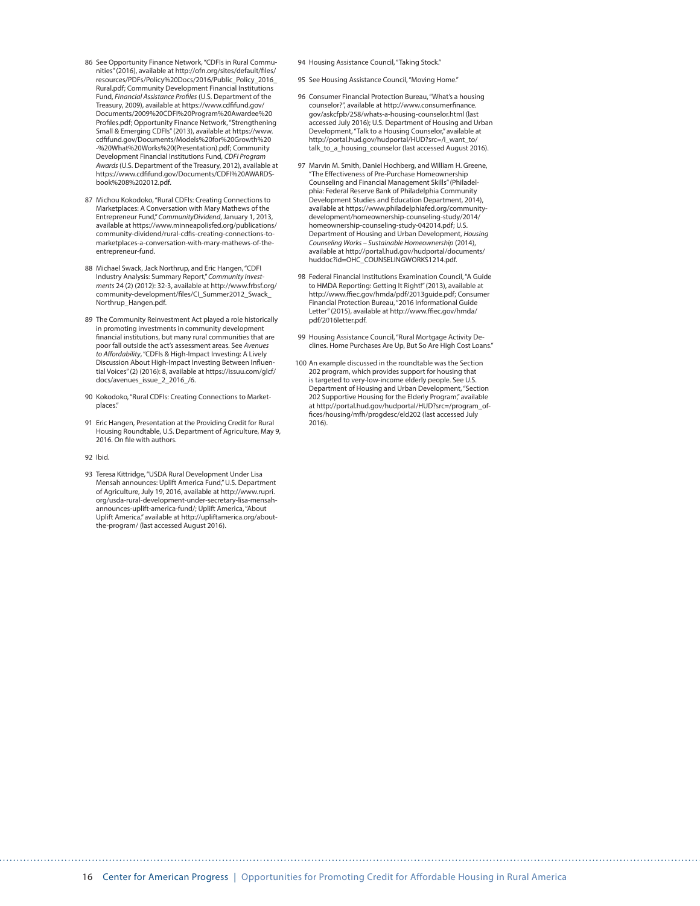86 See Opportunity Finance Network, "CDFIs in Rural Communities" (2016), available at http://ofn.org/sites/default/files/resources/PDFs/Policy%20Docs/2016/Public_Policy_2016_Rural.pdf; Community Development Financial Institutions Fund, *Financial Assistance Profiles* (U.S. Department of the Treasury, 2009), available at https://www.cdfifund.gov/Documents/2009%20CDFI%20Program%20Awardee%20Profiles.pdf; Opportunity Finance Network, "Strengthening Small & Emerging CDFIs" (2013), available at https://www.cdfifund.gov/Documents/Models%20for%20Growth%20-%20What%20Works%20(Presentation).pdf; Community Development Financial Institutions Fund, *CDFI Program Awards* (U.S. Department of the Treasury, 2012), available at https://www.cdfifund.gov/Documents/CDFI%20AWARDS-book%208%202012.pdf.

87 Michou Kokodoko, "Rural CDFIs: Creating Connections to Marketplaces: A Conversation with Mary Mathews of the Entrepreneur Fund," *CommunityDividend*, January 1, 2013, available at https://www.minneapolisfed.org/publications/community-dividend/rural-cdfis-creating-connections-to-marketplaces-a-conversation-with-mary-mathews-of-the-entrepreneur-fund.

88 Michael Swack, Jack Northrup, and Eric Hangen, "CDFI Industry Analysis: Summary Report," *Community Investments* 24 (2) (2012): 32-3, available at http://www.frbsf.org/community-development/files/CI_Summer2012_Swack_Northrup_Hangen.pdf.

89 The Community Reinvestment Act played a role historically in promoting investments in community development financial institutions, but many rural communities that are poor fall outside the act's assessment areas. See *Avenues to Affordability*, "CDFIs & High-Impact Investing: A Lively Discussion About High-Impact Investing Between Influential Voices" (2) (2016): 8, available at https://issuu.com/glcf/docs/avenues_issue_2_2016_/6.

90 Kokodoko, "Rural CDFIs: Creating Connections to Marketplaces."

91 Eric Hangen, Presentation at the Providing Credit for Rural Housing Roundtable, U.S. Department of Agriculture, May 9, 2016. On file with authors.

92 Ibid.

93 Teresa Kittridge, "USDA Rural Development Under Lisa Mensah announces: Uplift America Fund," U.S. Department of Agriculture, July 19, 2016, available at http://www.rupri.org/usda-rural-development-under-secretary-lisa-mensah-announces-uplift-america-fund/; Uplift America, "About Uplift America," available at http://upliftamerica.org/about-the-program/ (last accessed August 2016).

94 Housing Assistance Council, "Taking Stock."

95 See Housing Assistance Council, "Moving Home."

96 Consumer Financial Protection Bureau, "What's a housing counselor?", available at http://www.consumerfinance.gov/askcfpb/258/whats-a-housing-counselor.html (last accessed July 2016); U.S. Department of Housing and Urban Development, "Talk to a Housing Counselor," available at http://portal.hud.gov/hudportal/HUD?src=/i_want_to/talk_to_a_housing_counselor (last accessed August 2016).

97 Marvin M. Smith, Daniel Hochberg, and William H. Greene, "The Effectiveness of Pre-Purchase Homeownership Counseling and Financial Management Skills" (Philadelphia: Federal Reserve Bank of Philadelphia Community Development Studies and Education Department, 2014), available at https://www.philadelphiafed.org/community-development/homeownership-counseling-study/2014/homeownership-counseling-study-042014.pdf; U.S. Department of Housing and Urban Development, *Housing Counseling Works – Sustainable Homeownership* (2014), available at http://portal.hud.gov/hudportal/documents/huddoc?id=OHC_COUNSELINGWORKS1214.pdf.

98 Federal Financial Institutions Examination Council, "A Guide to HMDA Reporting: Getting It Right!" (2013), available at http://www.ffiec.gov/hmda/pdf/2013guide.pdf; Consumer Financial Protection Bureau, "2016 Informational Guide Letter" (2015), available at http://www.ffiec.gov/hmda/pdf/2016letter.pdf.

99 Housing Assistance Council, "Rural Mortgage Activity Declines. Home Purchases Are Up, But So Are High Cost Loans."

100 An example discussed in the roundtable was the Section 202 program, which provides support for housing that is targeted to very-low-income elderly people. See U.S. Department of Housing and Urban Development, "Section 202 Supportive Housing for the Elderly Program," available at http://portal.hud.gov/hudportal/HUD?src=/program_offices/housing/mfh/progdesc/eld202 (last accessed July 2016).